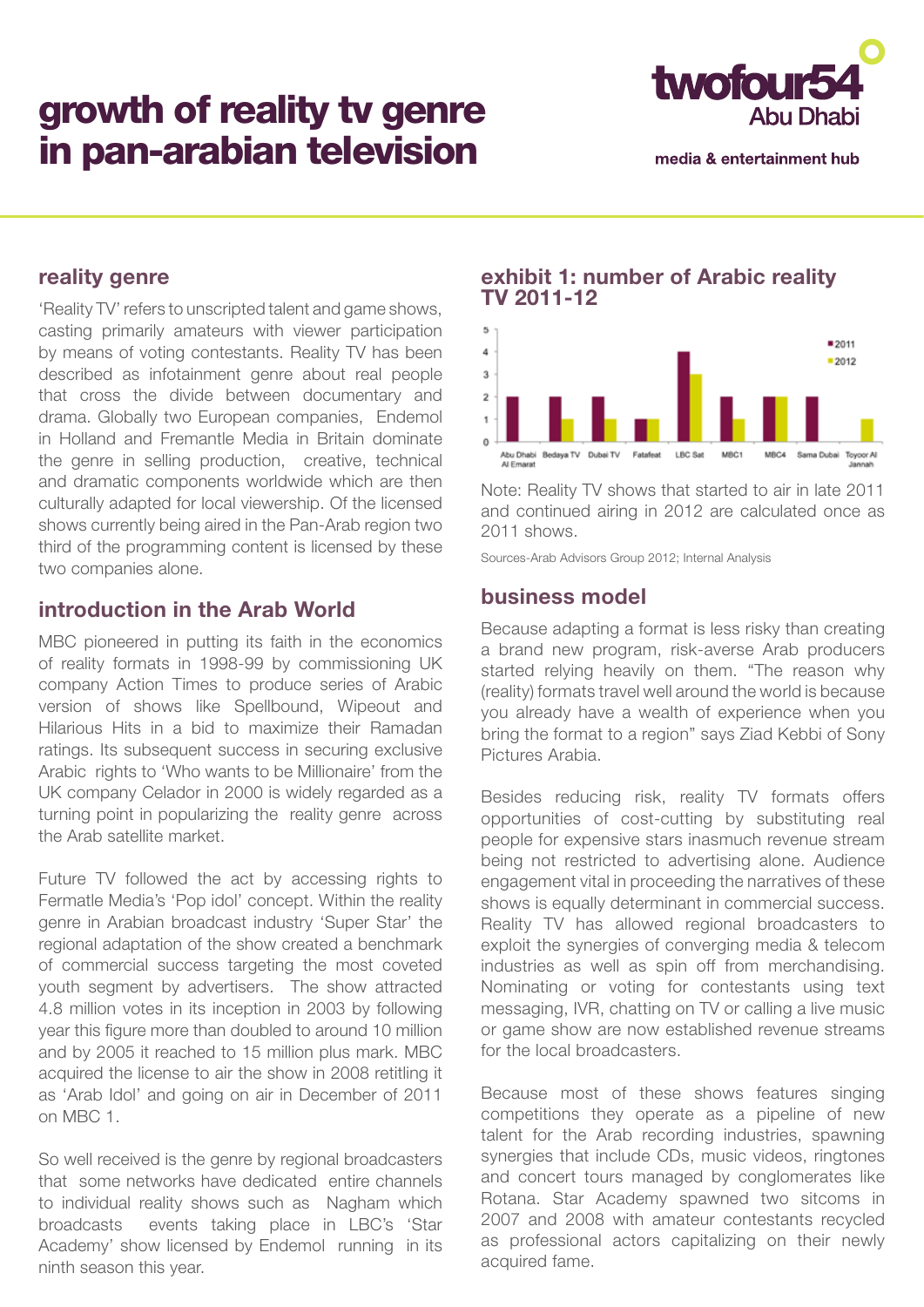# growth of reality tv genre in pan-arabian television

twofour54 Abu Dhabi
media & entertainment hub

## reality genre

'Reality TV' refers to unscripted talent and game shows, casting primarily amateurs with viewer participation by means of voting contestants. Reality TV has been described as infotainment genre about real people that cross the divide between documentary and drama. Globally two European companies, Endemol in Holland and Fremantle Media in Britain dominate the genre in selling production, creative, technical and dramatic components worldwide which are then culturally adapted for local viewership. Of the licensed shows currently being aired in the Pan-Arab region two third of the programming content is licensed by these two companies alone.

## introduction in the Arab World

MBC pioneered in putting its faith in the economics of reality formats in 1998-99 by commissioning UK company Action Times to produce series of Arabic version of shows like Spellbound, Wipeout and Hilarious Hits in a bid to maximize their Ramadan ratings. Its subsequent success in securing exclusive Arabic rights to 'Who wants to be Millionaire' from the UK company Celador in 2000 is widely regarded as a turning point in popularizing the reality genre across the Arab satellite market.

Future TV followed the act by accessing rights to Fermatle Media's 'Pop idol' concept. Within the reality genre in Arabian broadcast industry 'Super Star' the regional adaptation of the show created a benchmark of commercial success targeting the most coveted youth segment by advertisers. The show attracted 4.8 million votes in its inception in 2003 by following year this figure more than doubled to around 10 million and by 2005 it reached to 15 million plus mark. MBC acquired the license to air the show in 2008 retitling it as 'Arab Idol' and going on air in December of 2011 on MBC 1.

So well received is the genre by regional broadcasters that some networks have dedicated entire channels to individual reality shows such as Nagham which broadcasts events taking place in LBC's 'Star Academy' show licensed by Endemol running in its ninth season this year.

## exhibit 1: number of Arabic reality TV 2011-12

| Channel | 2011 | 2012 |
|---|---|---|
| Abu Dhabi Al Emarat | 2 | 0 |
| Bedaya TV | 2 | 1 |
| Dubai TV | 2 | 1 |
| Fatafeat | 1 | 1 |
| LBC Sat | 4 | 3 |
| MBC1 | 2 | 1 |
| MBC4 | 2 | 2 |
| Sama Dubai | 2 | 0 |
| Toyoor Al Jannah | 0 | 1 |

Note: Reality TV shows that started to air in late 2011 and continued airing in 2012 are calculated once as 2011 shows.

Sources-Arab Advisors Group 2012; Internal Analysis

## business model

Because adapting a format is less risky than creating a brand new program, risk-averse Arab producers started relying heavily on them. "The reason why (reality) formats travel well around the world is because you already have a wealth of experience when you bring the format to a region" says Ziad Kebbi of Sony Pictures Arabia.

Besides reducing risk, reality TV formats offers opportunities of cost-cutting by substituting real people for expensive stars inasmuch revenue stream being not restricted to advertising alone. Audience engagement vital in proceeding the narratives of these shows is equally determinant in commercial success. Reality TV has allowed regional broadcasters to exploit the synergies of converging media & telecom industries as well as spin off from merchandising. Nominating or voting for contestants using text messaging, IVR, chatting on TV or calling a live music or game show are now established revenue streams for the local broadcasters.

Because most of these shows features singing competitions they operate as a pipeline of new talent for the Arab recording industries, spawning synergies that include CDs, music videos, ringtones and concert tours managed by conglomerates like Rotana. Star Academy spawned two sitcoms in 2007 and 2008 with amateur contestants recycled as professional actors capitalizing on their newly acquired fame.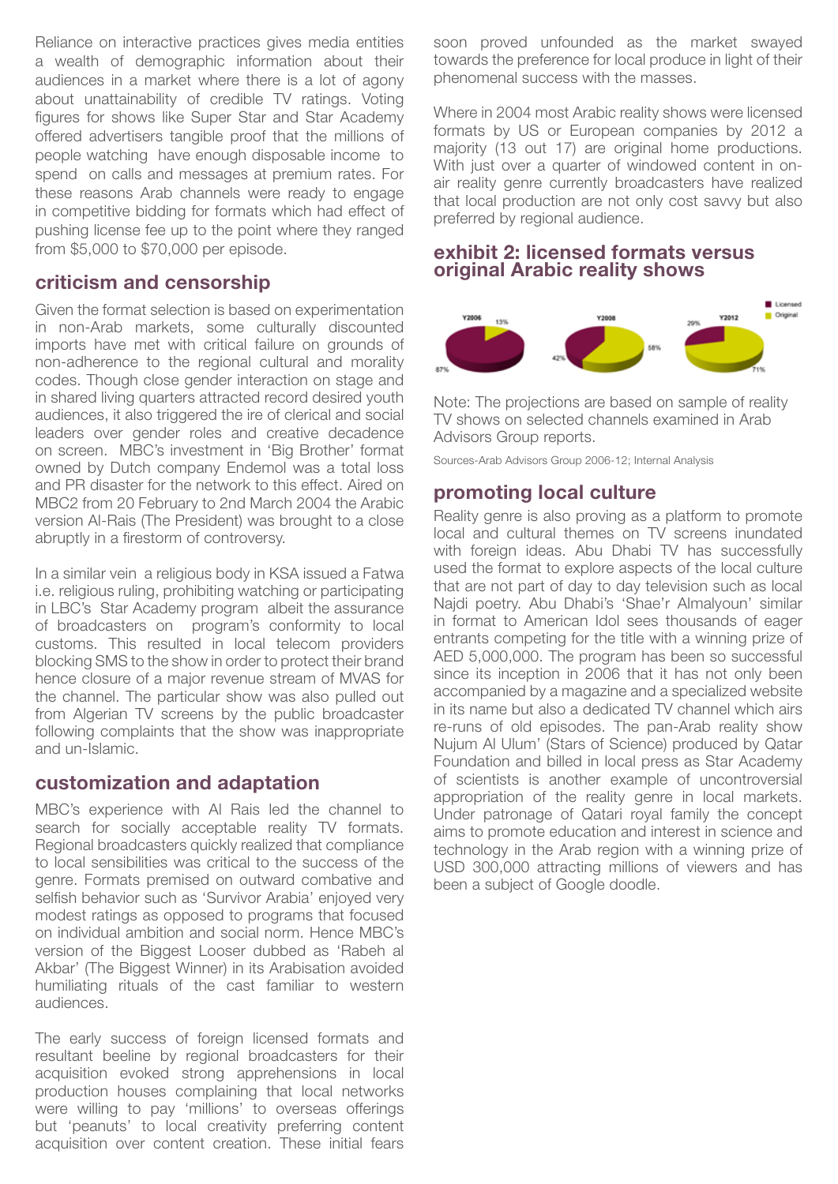Reliance on interactive practices gives media entities a wealth of demographic information about their audiences in a market where there is a lot of agony about unattainability of credible TV ratings. Voting figures for shows like Super Star and Star Academy offered advertisers tangible proof that the millions of people watching have enough disposable income to spend on calls and messages at premium rates. For these reasons Arab channels were ready to engage in competitive bidding for formats which had effect of pushing license fee up to the point where they ranged from \$5,000 to \$70,000 per episode.

## criticism and censorship

Given the format selection is based on experimentation in non-Arab markets, some culturally discounted imports have met with critical failure on grounds of non-adherence to the regional cultural and morality codes. Though close gender interaction on stage and in shared living quarters attracted record desired youth audiences, it also triggered the ire of clerical and social leaders over gender roles and creative decadence on screen. MBC's investment in 'Big Brother' format owned by Dutch company Endemol was a total loss and PR disaster for the network to this effect. Aired on MBC2 from 20 February to 2nd March 2004 the Arabic version Al-Rais (The President) was brought to a close abruptly in a firestorm of controversy.

In a similar vein a religious body in KSA issued a Fatwa i.e. religious ruling, prohibiting watching or participating in LBC's Star Academy program albeit the assurance of broadcasters on program's conformity to local customs. This resulted in local telecom providers blocking SMS to the show in order to protect their brand hence closure of a major revenue stream of MVAS for the channel. The particular show was also pulled out from Algerian TV screens by the public broadcaster following complaints that the show was inappropriate and un-Islamic.

## customization and adaptation

MBC's experience with Al Rais led the channel to search for socially acceptable reality TV formats. Regional broadcasters quickly realized that compliance to local sensibilities was critical to the success of the genre. Formats premised on outward combative and selfish behavior such as 'Survivor Arabia' enjoyed very modest ratings as opposed to programs that focused on individual ambition and social norm. Hence MBC's version of the Biggest Looser dubbed as 'Rabeh al Akbar' (The Biggest Winner) in its Arabisation avoided humiliating rituals of the cast familiar to western audiences.

The early success of foreign licensed formats and resultant beeline by regional broadcasters for their acquisition evoked strong apprehensions in local production houses complaining that local networks were willing to pay 'millions' to overseas offerings but 'peanuts' to local creativity preferring content acquisition over content creation. These initial fears soon proved unfounded as the market swayed towards the preference for local produce in light of their phenomenal success with the masses.

Where in 2004 most Arabic reality shows were licensed formats by US or European companies by 2012 a majority (13 out 17) are original home productions. With just over a quarter of windowed content in on-air reality genre currently broadcasters have realized that local production are not only cost savvy but also preferred by regional audience.

## exhibit 2: licensed formats versus original Arabic reality shows

Y2006
13%
87%
Y2008
42%
58%
Y2012
29%
71%
Licensed
Original

Note: The projections are based on sample of reality TV shows on selected channels examined in Arab Advisors Group reports.

Sources-Arab Advisors Group 2006-12; Internal Analysis

## promoting local culture

Reality genre is also proving as a platform to promote local and cultural themes on TV screens inundated with foreign ideas. Abu Dhabi TV has successfully used the format to explore aspects of the local culture that are not part of day to day television such as local Najdi poetry. Abu Dhabi's 'Shae'r Almalyoun' similar in format to American Idol sees thousands of eager entrants competing for the title with a winning prize of AED 5,000,000. The program has been so successful since its inception in 2006 that it has not only been accompanied by a magazine and a specialized website in its name but also a dedicated TV channel which airs re-runs of old episodes. The pan-Arab reality show Nujum Al Ulum' (Stars of Science) produced by Qatar Foundation and billed in local press as Star Academy of scientists is another example of uncontroversial appropriation of the reality genre in local markets. Under patronage of Qatari royal family the concept aims to promote education and interest in science and technology in the Arab region with a winning prize of USD 300,000 attracting millions of viewers and has been a subject of Google doodle.